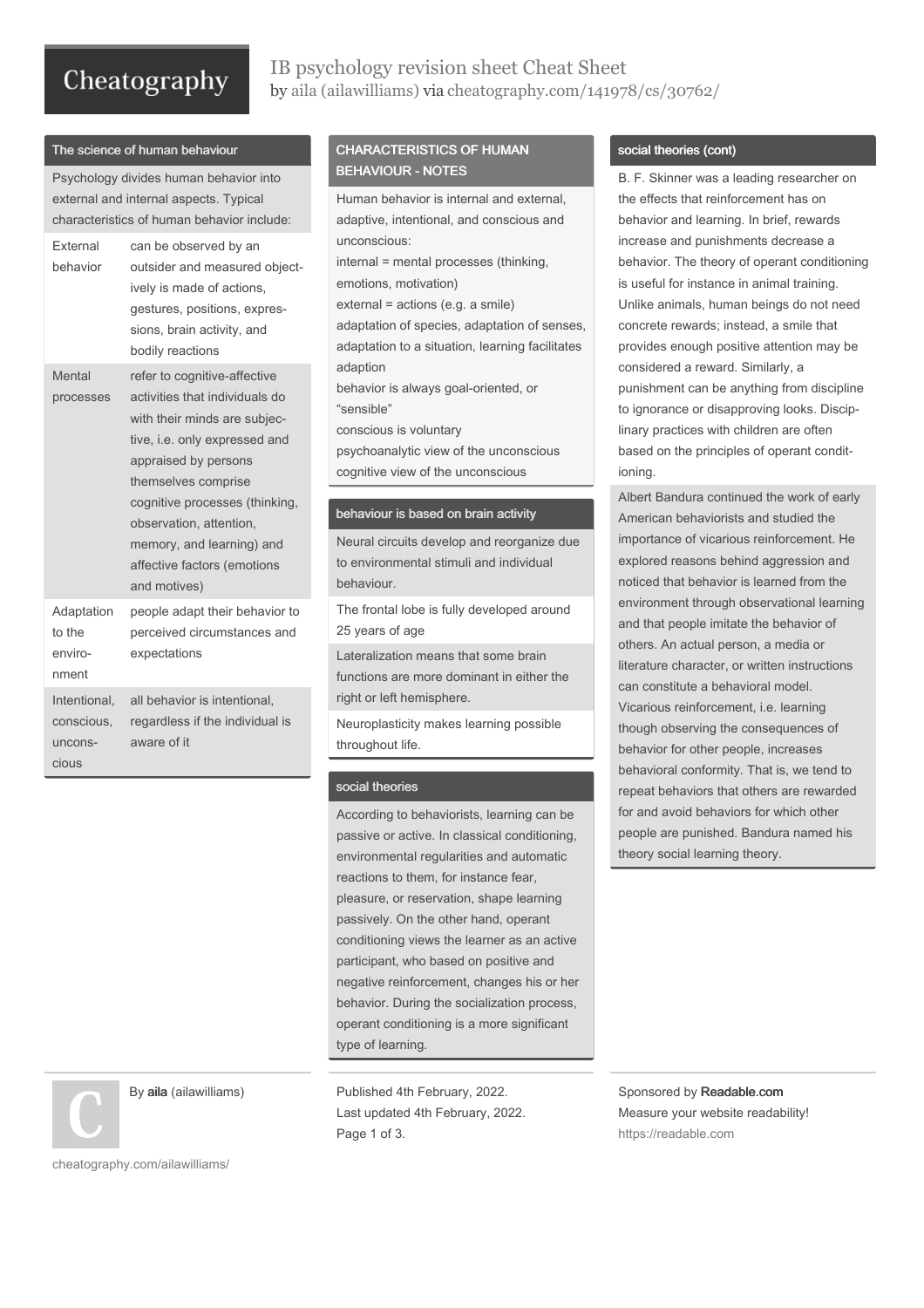# IB psychology revision sheet Cheat Sheet

by aila (ailawilliams) via cheatography.com/141978/cs/30762/

## The science of human behaviour

Psychology divides human behavior into external and internal aspects. Typical characteristics of human behavior include:

| | |
|---|---|
| External behavior | can be observed by an outsider and measured objectively is made of actions, gestures, positions, expressions, brain activity, and bodily reactions |
| Mental processes | refer to cognitive-affective activities that individuals do with their minds are subjective, i.e. only expressed and appraised by persons themselves comprise cognitive processes (thinking, observation, attention, memory, and learning) and affective factors (emotions and motives) |
| Adaptation to the environment | people adapt their behavior to perceived circumstances and expectations |
| Intentional, conscious, unconscious | all behavior is intentional, regardless if the individual is aware of it |

## CHARACTERISTICS OF HUMAN BEHAVIOUR - NOTES

Human behavior is internal and external, adaptive, intentional, and conscious and unconscious:
internal = mental processes (thinking, emotions, motivation)
external = actions (e.g. a smile)
adaptation of species, adaptation of senses, adaptation to a situation, learning facilitates adaption
behavior is always goal-oriented, or "sensible"
conscious is voluntary
psychoanalytic view of the unconscious
cognitive view of the unconscious

## behaviour is based on brain activity

Neural circuits develop and reorganize due to environmental stimuli and individual behaviour.

The frontal lobe is fully developed around 25 years of age

Lateralization means that some brain functions are more dominant in either the right or left hemisphere.

Neuroplasticity makes learning possible throughout life.

## social theories

According to behaviorists, learning can be passive or active. In classical conditioning, environmental regularities and automatic reactions to them, for instance fear, pleasure, or reservation, shape learning passively. On the other hand, operant conditioning views the learner as an active participant, who based on positive and negative reinforcement, changes his or her behavior. During the socialization process, operant conditioning is a more significant type of learning.

## social theories (cont)

B. F. Skinner was a leading researcher on the effects that reinforcement has on behavior and learning. In brief, rewards increase and punishments decrease a behavior. The theory of operant conditioning is useful for instance in animal training. Unlike animals, human beings do not need concrete rewards; instead, a smile that provides enough positive attention may be considered a reward. Similarly, a punishment can be anything from discipline to ignorance or disapproving looks. Disciplinary practices with children are often based on the principles of operant conditioning.

Albert Bandura continued the work of early American behaviorists and studied the importance of vicarious reinforcement. He explored reasons behind aggression and noticed that behavior is learned from the environment through observational learning and that people imitate the behavior of others. An actual person, a media or literature character, or written instructions can constitute a behavioral model. Vicarious reinforcement, i.e. learning though observing the consequences of behavior for other people, increases behavioral conformity. That is, we tend to repeat behaviors that others are rewarded for and avoid behaviors for which other people are punished. Bandura named his theory social learning theory.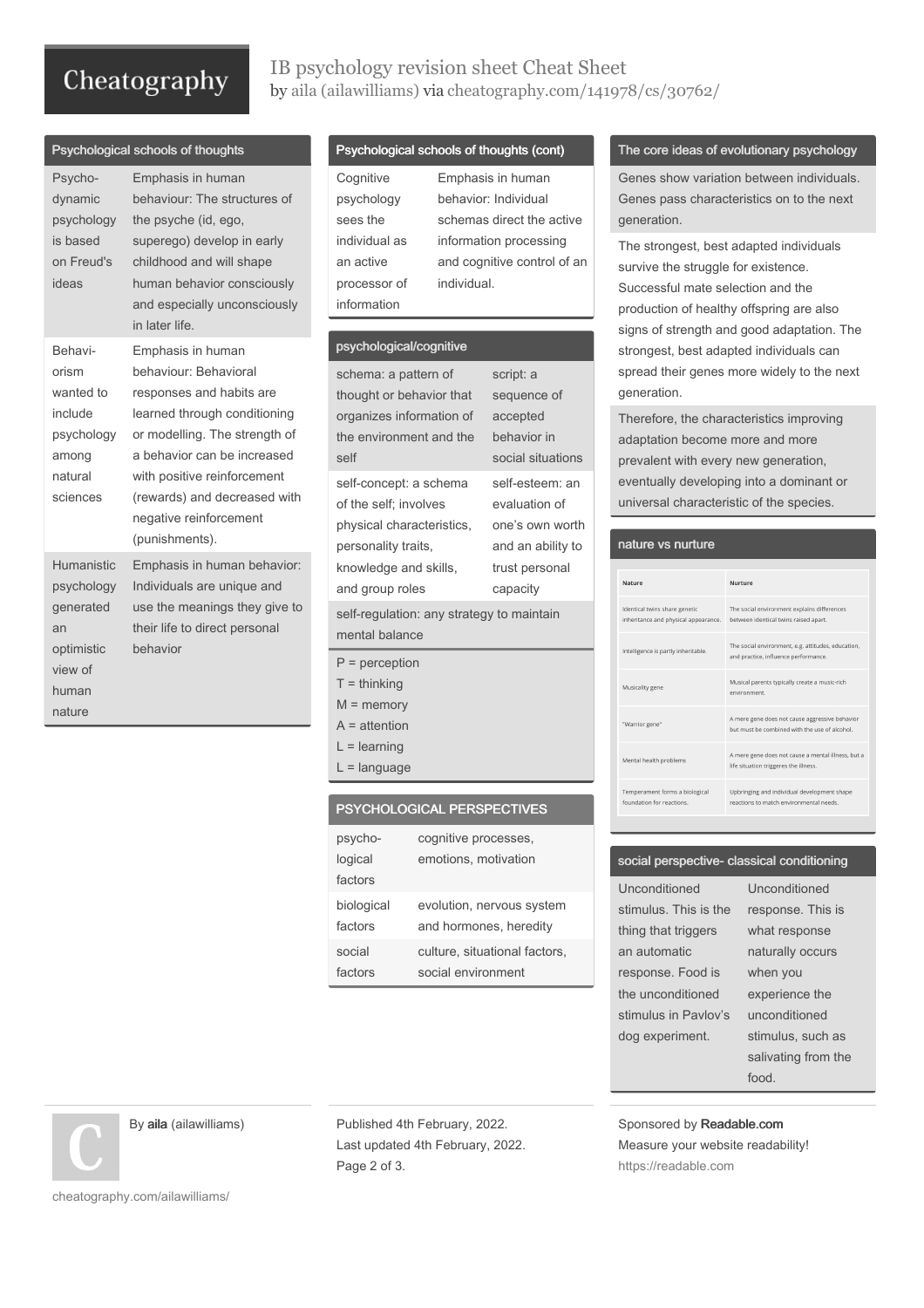## Psychological schools of thoughts

| | |
|---|---|
| Psycho-dynamic psychology is based on Freud's ideas | Emphasis in human behaviour: The structures of the psyche (id, ego, superego) develop in early childhood and will shape human behavior consciously and especially unconsciously in later life. |
| Behavi-orism wanted to include psychology among natural sciences | Emphasis in human behaviour: Behavioral responses and habits are learned through conditioning or modelling. The strength of a behavior can be increased with positive reinforcement (rewards) and decreased with negative reinforcement (punishments). |
| Humanistic psychology generated an optimistic view of human nature | Emphasis in human behavior: Individuals are unique and use the meanings they give to their life to direct personal behavior |

## Psychological schools of thoughts (cont)

| | |
|---|---|
| Cognitive psychology sees the individual as an active processor of information | Emphasis in human behavior: Individual schemas direct the active information processing and cognitive control of an individual. |

## psychological/cognitive

| | |
|---|---|
| schema: a pattern of thought or behavior that organizes information of the environment and the self | script: a sequence of accepted behavior in social situations |
| self-concept: a schema of the self; involves physical characteristics, personality traits, knowledge and skills, and group roles | self-esteem: an evaluation of one's own worth and an ability to trust personal capacity |

self-regulation: any strategy to maintain mental balance

P = perception
T = thinking
M = memory
A = attention
L = learning
L = language

## PSYCHOLOGICAL PERSPECTIVES

| | |
|---|---|
| psycho-logical factors | cognitive processes, emotions, motivation |
| biological factors | evolution, nervous system and hormones, heredity |
| social factors | culture, situational factors, social environment |

## The core ideas of evolutionary psychology

Genes show variation between individuals. Genes pass characteristics on to the next generation.

The strongest, best adapted individuals survive the struggle for existence. Successful mate selection and the production of healthy offspring are also signs of strength and good adaptation. The strongest, best adapted individuals can spread their genes more widely to the next generation.

Therefore, the characteristics improving adaptation become more and more prevalent with every new generation, eventually developing into a dominant or universal characteristic of the species.

## nature vs nurture

| Nature | Nurture |
|---|---|
| Identical twins share genetic inheritance and physical appearance. | The social environment explains differences between identical twins raised apart. |
| Intelligence is partly inheritable. | The social environment, e.g. attitudes, education, and practice, influence performance. |
| Musicality gene | Musical parents typically create a music-rich environment. |
| "Warrior gene" | A mere gene does not cause aggressive behavior but must be combined with the use of alcohol. |
| Mental health problems | A mere gene does not cause a mental illness, but a life situation triggeres the illness. |
| Temperament forms a biological foundation for reactions. | Upbringing and individual development shape reactions to match environmental needs. |

## social perspective- classical conditioning

| | |
|---|---|
| Unconditioned stimulus. This is the thing that triggers an automatic response. Food is the unconditioned stimulus in Pavlov's dog experiment. | Unconditioned response. This is what response naturally occurs when you experience the unconditioned stimulus, such as salivating from the food. |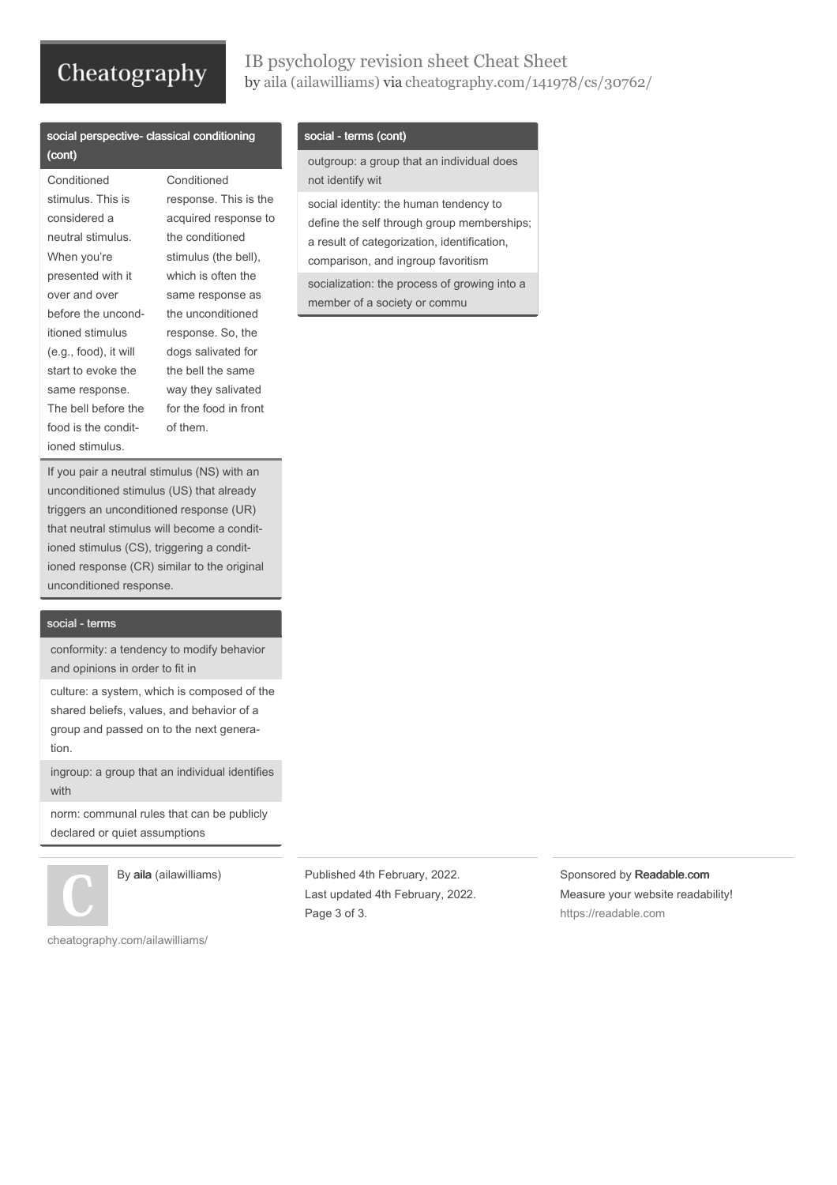## social perspective- classical conditioning (cont)

| | |
|---|---|
| Conditioned stimulus. This is considered a neutral stimulus. When you're presented with it over and over before the unconditioned stimulus (e.g., food), it will start to evoke the same response. The bell before the food is the conditioned stimulus. | Conditioned response. This is the acquired response to the conditioned stimulus (the bell), which is often the same response as the unconditioned response. So, the dogs salivated for the bell the same way they salivated for the food in front of them. |

If you pair a neutral stimulus (NS) with an unconditioned stimulus (US) that already triggers an unconditioned response (UR) that neutral stimulus will become a conditioned stimulus (CS), triggering a conditioned response (CR) similar to the original unconditioned response.

## social - terms

conformity: a tendency to modify behavior and opinions in order to fit in

culture: a system, which is composed of the shared beliefs, values, and behavior of a group and passed on to the next generation.

ingroup: a group that an individual identifies with

norm: communal rules that can be publicly declared or quiet assumptions

## social - terms (cont)

outgroup: a group that an individual does not identify wit

social identity: the human tendency to define the self through group memberships; a result of categorization, identification, comparison, and ingroup favoritism

socialization: the process of growing into a member of a society or commu